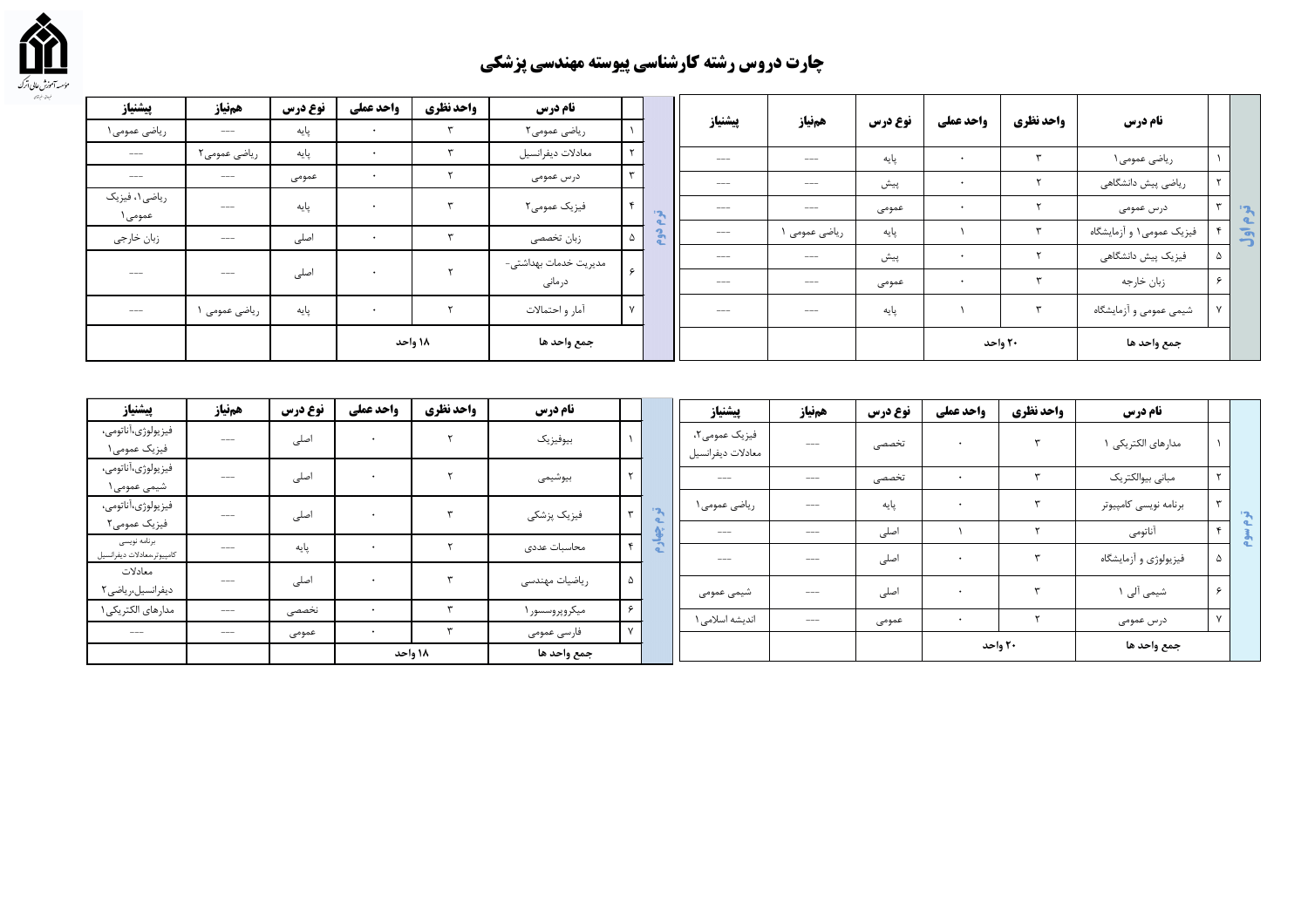# چارت دروس رشته کارشناسی پیوسته مهندسی پزشکی

## ترم اول

| | نام درس | واحد نظری | واحد عملی | نوع درس | هم‌نیاز | پیشنیاز |
|---|---|---|---|---|---|---|
| ۱ | ریاضی عمومی۱ | ۳ | ۰ | پایه | --- | --- |
| ۲ | ریاضی پیش دانشگاهی | ۲ | ۰ | پیش | --- | --- |
| ۳ | درس عمومی | ۲ | ۰ | عمومی | --- | --- |
| ۴ | فیزیک عمومی۱ و آزمایشگاه | ۳ | ۱ | پایه | ریاضی عمومی ۱ | --- |
| ۵ | فیزیک پیش دانشگاهی | ۲ | ۰ | پیش | --- | --- |
| ۶ | زبان خارجه | ۳ | ۰ | عمومی | --- | --- |
| ۷ | شیمی عمومی و آزمایشگاه | ۳ | ۱ | پایه | --- | --- |
| | جمع واحد ها | ۲۰ واحد | | | | |

## ترم دوم

| | نام درس | واحد نظری | واحد عملی | نوع درس | هم‌نیاز | پیشنیاز |
|---|---|---|---|---|---|---|
| ۱ | ریاضی عمومی۲ | ۳ | ۰ | پایه | --- | ریاضی عمومی۱ |
| ۲ | معادلات دیفرانسیل | ۳ | ۰ | پایه | ریاضی عمومی۲ | --- |
| ۳ | درس عمومی | ۲ | ۰ | عمومی | --- | --- |
| ۴ | فیزیک عمومی۲ | ۳ | ۰ | پایه | --- | ریاضی۱، فیزیک عمومی۱ |
| ۵ | زبان تخصصی | ۳ | ۰ | اصلی | --- | زبان خارجی |
| ۶ | مدیریت خدمات بهداشتی-درمانی | ۲ | ۰ | اصلی | --- | --- |
| ۷ | آمار و احتمالات | ۲ | ۰ | پایه | ریاضی عمومی ۱ | --- |
| | جمع واحد ها | ۱۸ واحد | | | | |

## ترم سوم

| | نام درس | واحد نظری | واحد عملی | نوع درس | هم‌نیاز | پیشنیاز |
|---|---|---|---|---|---|---|
| ۱ | مدارهای الکتریکی ۱ | ۳ | ۰ | تخصصی | --- | فیزیک عمومی۲، معادلات دیفرانسیل |
| ۲ | مبانی بیوالکتریک | ۳ | ۰ | تخصصی | --- | --- |
| ۳ | برنامه نویسی کامپیوتر | ۳ | ۰ | پایه | --- | ریاضی عمومی۱ |
| ۴ | آناتومی | ۲ | ۱ | اصلی | --- | --- |
| ۵ | فیزیولوژی و آزمایشگاه | ۳ | ۰ | اصلی | --- | --- |
| ۶ | شیمی آلی ۱ | ۳ | ۰ | اصلی | --- | شیمی عمومی |
| ۷ | درس عمومی | ۲ | ۰ | عمومی | --- | اندیشه اسلامی۱ |
| | جمع واحد ها | ۲۰ واحد | | | | |

## ترم چهارم

| | نام درس | واحد نظری | واحد عملی | نوع درس | هم‌نیاز | پیشنیاز |
|---|---|---|---|---|---|---|
| ۱ | بیوفیزیک | ۲ | ۰ | اصلی | --- | فیزیولوژی،آناتومی، فیزیک عمومی۱ |
| ۲ | بیوشیمی | ۲ | ۰ | اصلی | --- | فیزیولوژی،آناتومی، شیمی عمومی۱ |
| ۳ | فیزیک پزشکی | ۳ | ۰ | اصلی | --- | فیزیولوژی،آناتومی، فیزیک عمومی۲ |
| ۴ | محاسبات عددی | ۲ | ۰ | پایه | --- | برنامه نویسی کامپیوتر،معادلات دیفرانسیل |
| ۵ | ریاضیات مهندسی | ۳ | ۰ | اصلی | --- | معادلات دیفرانسیل،ریاضی۲ |
| ۶ | میکروپروسسور۱ | ۳ | ۰ | تخصصی | --- | مدارهای الکتریکی۱ |
| ۷ | فارسی عمومی | ۳ | ۰ | عمومی | --- | --- |
| | جمع واحد ها | ۱۸ واحد | | | | |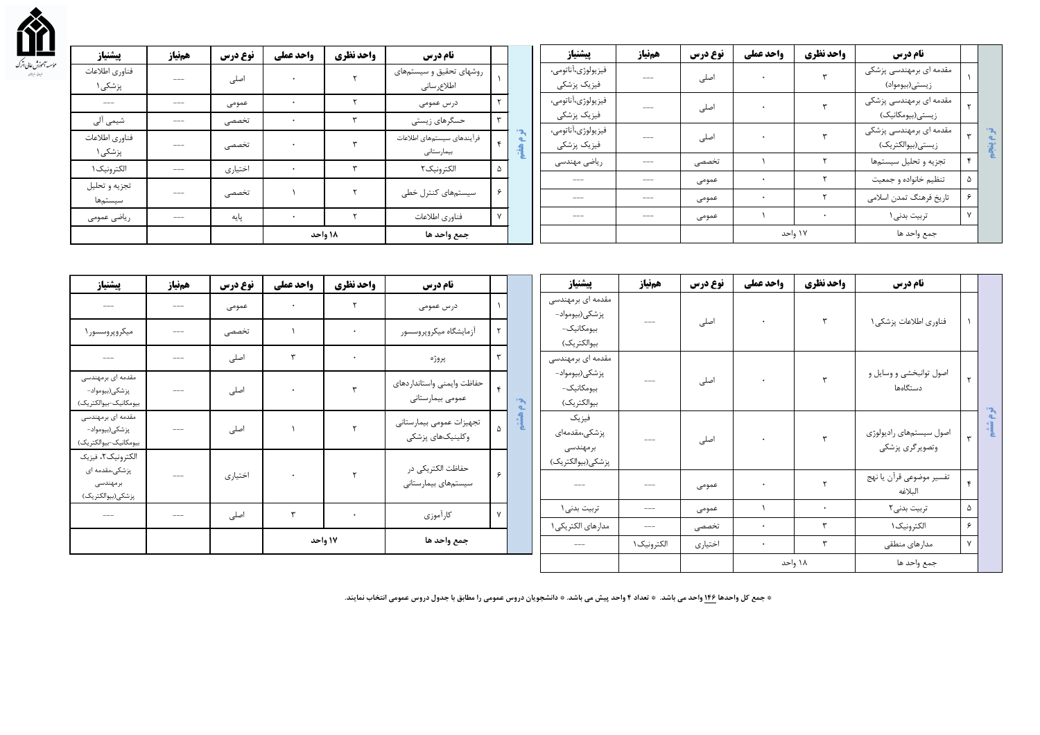## ترم پنجم

| | نام درس | واحد نظری | واحد عملی | نوع درس | همنیاز | پیشنیاز |
|---|---|---|---|---|---|---|
| ۱ | مقدمه ای برمهندسی پزشکی زیستی(بیومواد) | ۳ | ۰ | اصلی | --- | فیزیولوژی،آناتومی، فیزیک پزشکی |
| ۲ | مقدمه ای برمهندسی پزشکی زیستی(بیومکانیک) | ۳ | ۰ | اصلی | --- | فیزیولوژی،آناتومی، فیزیک پزشکی |
| ۳ | مقدمه ای برمهندسی پزشکی زیستی(بیوالکتریک) | ۳ | ۰ | اصلی | --- | فیزیولوژی،آناتومی، فیزیک پزشکی |
| ۴ | تجزیه و تحلیل سیستمها | ۲ | ۱ | تخصصی | --- | ریاضی مهندسی |
| ۵ | تنظیم خانواده و جمعیت | ۲ | ۰ | عمومی | --- | --- |
| ۶ | تاریخ فرهنگ تمدن اسلامی | ۲ | ۰ | عمومی | --- | --- |
| ۷ | تربیت بدنی۱ | ۰ | ۱ | عمومی | --- | --- |
| | جمع واحد ها | ۱۷ واحد | | | | |

## ترم ششم

| | نام درس | واحد نظری | واحد عملی | نوع درس | همنیاز | پیشنیاز |
|---|---|---|---|---|---|---|
| ۱ | فناوری اطلاعات پزشکی۱ | ۳ | ۰ | اصلی | --- | مقدمه ای برمهندسی پزشکی(بیومواد-بیومکانیک-بیوالکتریک) |
| ۲ | اصول توانبخشی و وسایل و دستگاهها | ۳ | ۰ | اصلی | --- | مقدمه ای برمهندسی پزشکی(بیومواد-بیومکانیک-بیوالکتریک) |
| ۳ | اصول سیستمهای رادیولوژی وتصویرگری پزشکی | ۳ | ۰ | اصلی | --- | فیزیک پزشکی،مقدمهای برمهندسی پزشکی(بیوالکتریک) |
| ۴ | تفسیر موضوعی قرآن یا نهج البلاغه | ۲ | ۰ | عمومی | --- | --- |
| ۵ | تربیت بدنی۲ | ۰ | ۱ | عمومی | --- | تربیت بدنی۱ |
| ۶ | الکترونیک۱ | ۳ | ۰ | تخصصی | --- | مدارهای الکتریکی۱ |
| ۷ | مدارهای منطقی | ۳ | ۰ | اختیاری | الکترونیک۱ | --- |
| | جمع واحد ها | ۱۸ واحد | | | | |

## ترم هفتم

| | نام درس | واحد نظری | واحد عملی | نوع درس | همنیاز | پیشنیاز |
|---|---|---|---|---|---|---|
| ۱ | روشهای تحقیق و سیستمهای اطلاعرسانی | ۲ | ۰ | اصلی | --- | فناوری اطلاعات پزشکی۱ |
| ۲ | درس عمومی | ۲ | ۰ | عمومی | --- | --- |
| ۳ | حسگرهای زیستی | ۳ | ۰ | تخصصی | --- | شیمی آلی |
| ۴ | فرآیندهای سیستمهای اطلاعات بیمارستانی | ۳ | ۰ | تخصصی | --- | فناوری اطلاعات پزشکی۱ |
| ۵ | الکترونیک۲ | ۳ | ۰ | اختیاری | --- | الکترونیک۱ |
| ۶ | سیستمهای کنترل خطی | ۲ | ۱ | تخصصی | --- | تجزیه و تحلیل سیستمها |
| ۷ | فناوری اطلاعات | ۲ | ۰ | پایه | --- | ریاضی عمومی |
| | جمع واحد ها | ۱۸ واحد | | | | |

## ترم هشتم

| | نام درس | واحد نظری | واحد عملی | نوع درس | همنیاز | پیشنیاز |
|---|---|---|---|---|---|---|
| ۱ | درس عمومی | ۲ | ۰ | عمومی | --- | --- |
| ۲ | آزمایشگاه میکروپروسسور | ۰ | ۱ | تخصصی | --- | میکروپروسسور۱ |
| ۳ | پروژه | ۰ | ۳ | اصلی | --- | --- |
| ۴ | حفاظت وایمنی واستانداردهای عمومی بیمارستانی | ۳ | ۰ | اصلی | --- | مقدمه ای برمهندسی پزشکی(بیومواد-بیومکانیک-بیوالکتریک) |
| ۵ | تجهیزات عمومی بیمارستانی وکلینیکهای پزشکی | ۲ | ۱ | اصلی | --- | مقدمه ای برمهندسی پزشکی(بیومواد-بیومکانیک-بیوالکتریک) |
| ۶ | حفاظت الکتریکی در سیستمهای بیمارستانی | ۲ | ۰ | اختیاری | --- | الکترونیک۲، فیزیک پزشکی،مقدمه ای برمهندسی پزشکی(بیوالکتریک) |
| ۷ | کارآموزی | ۰ | ۳ | اصلی | --- | --- |
| | جمع واحد ها | ۱۷ واحد | | | | |

* جمع کل واحدها ۱۴۶ واحد می باشد. * تعداد ۴ واحد پیش می باشد. * دانشجویان دروس عمومی را مطابق با جدول دروس عمومی انتخاب نمایند.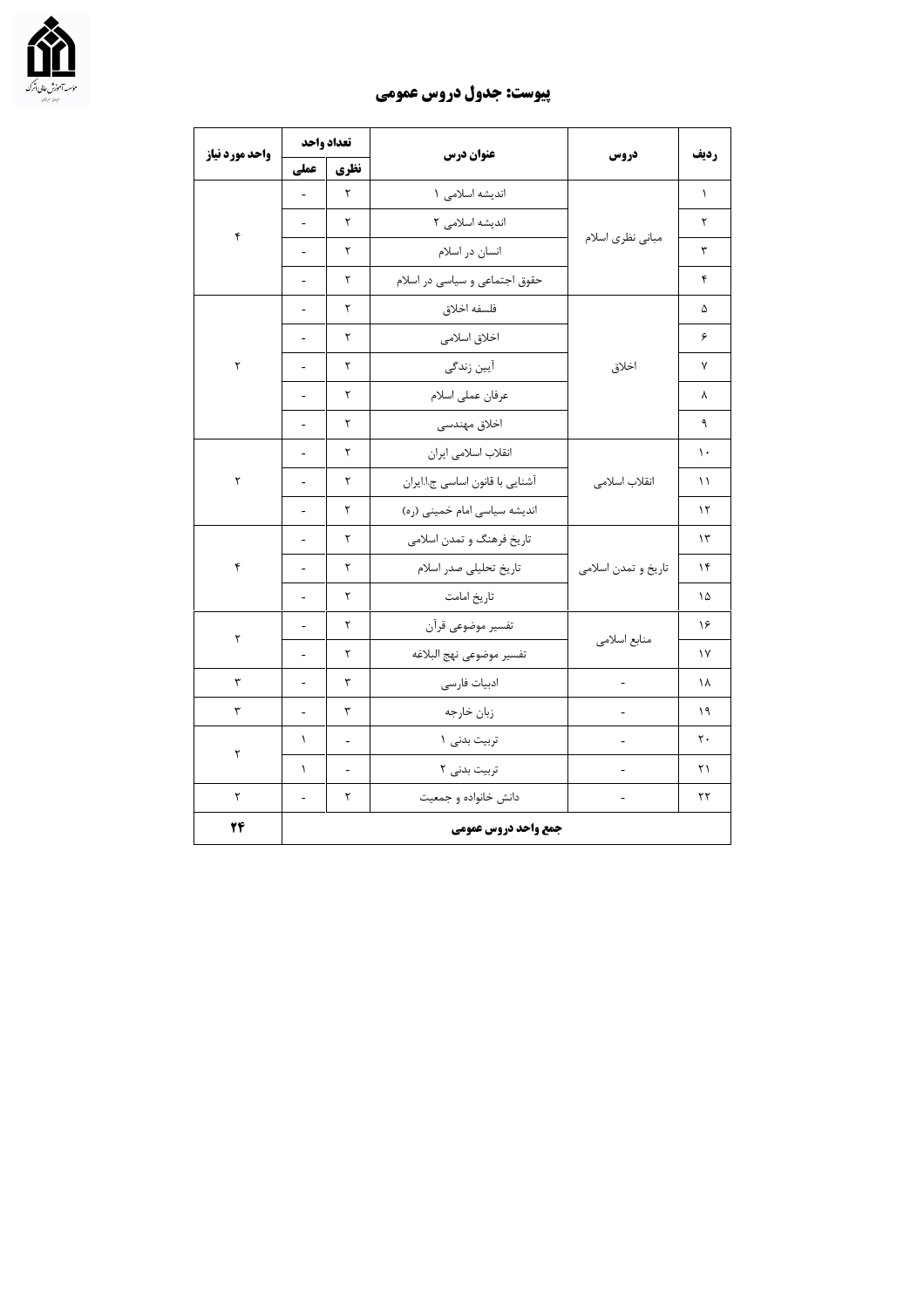## پیوست: جدول دروس عمومی

| ردیف | دروس | عنوان درس | تعداد واحد | | واحد مورد نیاز |
|---|---|---|---|---|---|
| | | | نظری | عملی | |
| ۱ | مبانی نظری اسلام | اندیشه اسلامی ۱ | ۲ | - | ۴ |
| ۲ | | اندیشه اسلامی ۲ | ۲ | - | |
| ۳ | | انسان در اسلام | ۲ | - | |
| ۴ | | حقوق اجتماعی و سیاسی در اسلام | ۲ | - | |
| ۵ | اخلاق | فلسفه اخلاق | ۲ | - | ۲ |
| ۶ | | اخلاق اسلامی | ۲ | - | |
| ۷ | | آیین زندگی | ۲ | - | |
| ۸ | | عرفان عملی اسلام | ۲ | - | |
| ۹ | | اخلاق مهندسی | ۲ | - | |
| ۱۰ | انقلاب اسلامی | انقلاب اسلامی ایران | ۲ | - | ۲ |
| ۱۱ | | آشنایی با قانون اساسی ج.ا.ایران | ۲ | - | |
| ۱۲ | | اندیشه سیاسی امام خمینی (ره) | ۲ | - | |
| ۱۳ | تاریخ و تمدن اسلامی | تاریخ فرهنگ و تمدن اسلامی | ۲ | - | ۴ |
| ۱۴ | | تاریخ تحلیلی صدر اسلام | ۲ | - | |
| ۱۵ | | تاریخ امامت | ۲ | - | |
| ۱۶ | منابع اسلامی | تفسیر موضوعی قرآن | ۲ | - | ۲ |
| ۱۷ | | تفسیر موضوعی نهج البلاغه | ۲ | - | |
| ۱۸ | - | ادبیات فارسی | ۳ | - | ۳ |
| ۱۹ | - | زبان خارجه | ۳ | - | ۳ |
| ۲۰ | - | تربیت بدنی ۱ | - | ۱ | ۲ |
| ۲۱ | - | تربیت بدنی ۲ | - | ۱ | |
| ۲۲ | - | دانش خانواده و جمعیت | ۲ | - | ۲ |
| | **جمع واحد دروس عمومی** | | | | **۲۴** |